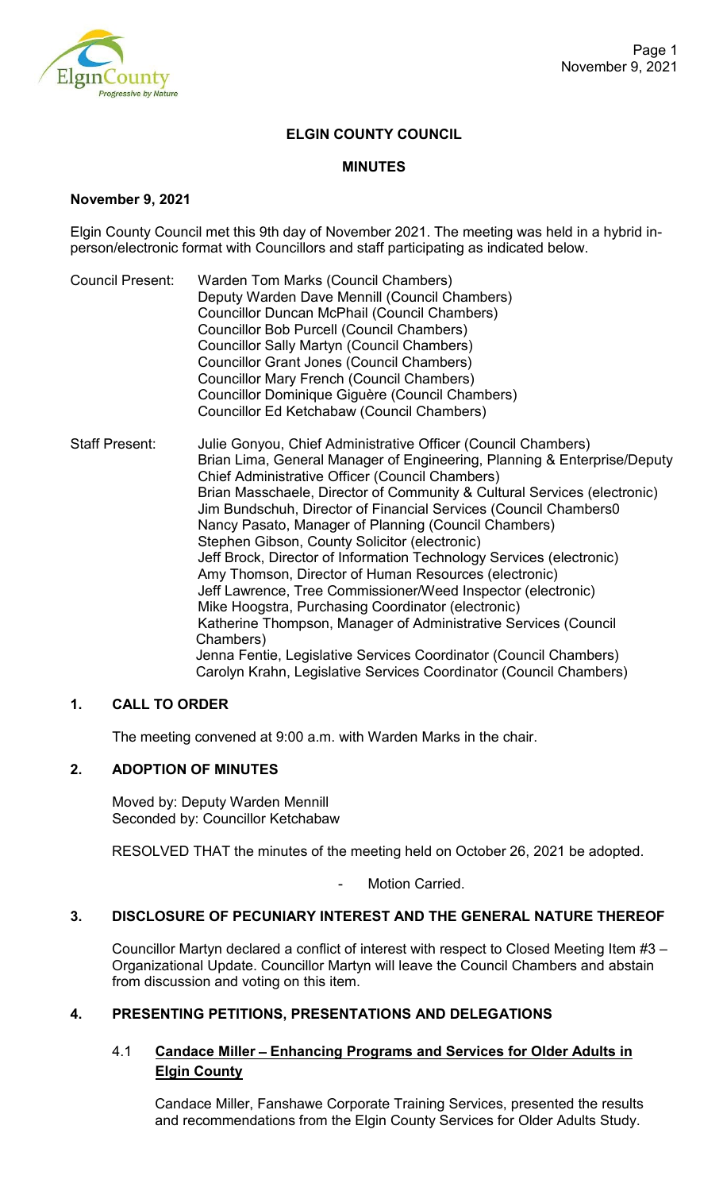# ELGIN COUNTY COUNCIL

## MINUTES

**November 9, 2021**

Elgin County Council met this 9th day of November 2021. The meeting was held in a hybrid in-person/electronic format with Councillors and staff participating as indicated below.

Council Present: Warden Tom Marks (Council Chambers)
Deputy Warden Dave Mennill (Council Chambers)
Councillor Duncan McPhail (Council Chambers)
Councillor Bob Purcell (Council Chambers)
Councillor Sally Martyn (Council Chambers)
Councillor Grant Jones (Council Chambers)
Councillor Mary French (Council Chambers)
Councillor Dominique Giguère (Council Chambers)
Councillor Ed Ketchabaw (Council Chambers)

Staff Present: Julie Gonyou, Chief Administrative Officer (Council Chambers)
Brian Lima, General Manager of Engineering, Planning & Enterprise/Deputy Chief Administrative Officer (Council Chambers)
Brian Masschaele, Director of Community & Cultural Services (electronic)
Jim Bundschuh, Director of Financial Services (Council Chambers0
Nancy Pasato, Manager of Planning (Council Chambers)
Stephen Gibson, County Solicitor (electronic)
Jeff Brock, Director of Information Technology Services (electronic)
Amy Thomson, Director of Human Resources (electronic)
Jeff Lawrence, Tree Commissioner/Weed Inspector (electronic)
Mike Hoogstra, Purchasing Coordinator (electronic)
Katherine Thompson, Manager of Administrative Services (Council Chambers)
Jenna Fentie, Legislative Services Coordinator (Council Chambers)
Carolyn Krahn, Legislative Services Coordinator (Council Chambers)

## 1. CALL TO ORDER

The meeting convened at 9:00 a.m. with Warden Marks in the chair.

## 2. ADOPTION OF MINUTES

Moved by: Deputy Warden Mennill
Seconded by: Councillor Ketchabaw

RESOLVED THAT the minutes of the meeting held on October 26, 2021 be adopted.

- Motion Carried.

## 3. DISCLOSURE OF PECUNIARY INTEREST AND THE GENERAL NATURE THEREOF

Councillor Martyn declared a conflict of interest with respect to Closed Meeting Item #3 – Organizational Update. Councillor Martyn will leave the Council Chambers and abstain from discussion and voting on this item.

## 4. PRESENTING PETITIONS, PRESENTATIONS AND DELEGATIONS

### 4.1 Candace Miller – Enhancing Programs and Services for Older Adults in Elgin County

Candace Miller, Fanshawe Corporate Training Services, presented the results and recommendations from the Elgin County Services for Older Adults Study.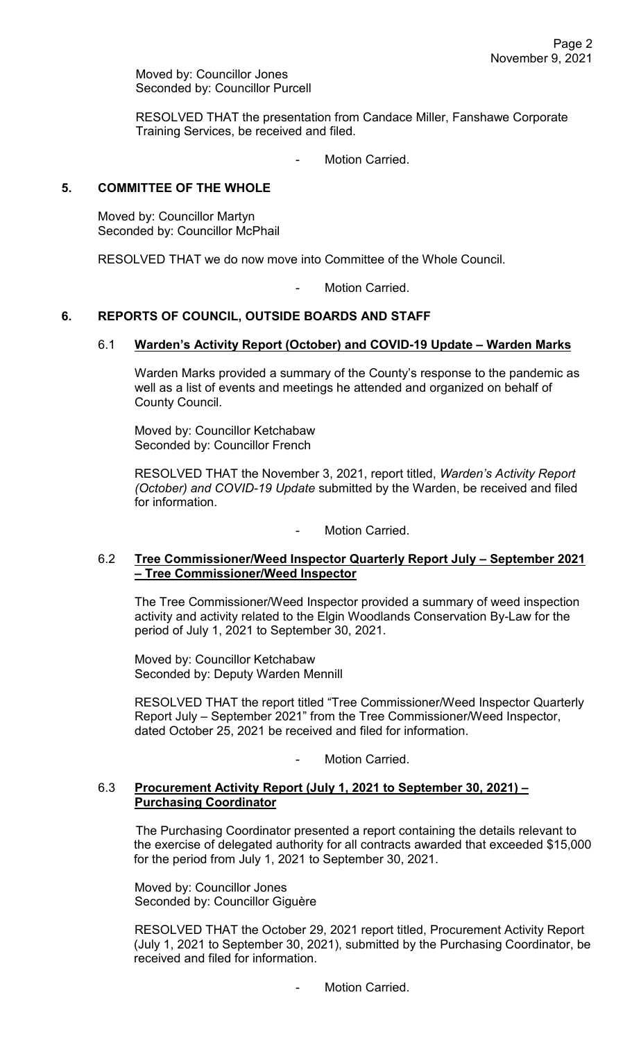Moved by: Councillor Jones
Seconded by: Councillor Purcell

RESOLVED THAT the presentation from Candace Miller, Fanshawe Corporate Training Services, be received and filed.

- Motion Carried.

## 5. COMMITTEE OF THE WHOLE

Moved by: Councillor Martyn
Seconded by: Councillor McPhail

RESOLVED THAT we do now move into Committee of the Whole Council.

- Motion Carried.

## 6. REPORTS OF COUNCIL, OUTSIDE BOARDS AND STAFF

### 6.1 Warden's Activity Report (October) and COVID-19 Update – Warden Marks

Warden Marks provided a summary of the County's response to the pandemic as well as a list of events and meetings he attended and organized on behalf of County Council.

Moved by: Councillor Ketchabaw
Seconded by: Councillor French

RESOLVED THAT the November 3, 2021, report titled, *Warden's Activity Report (October) and COVID-19 Update* submitted by the Warden, be received and filed for information.

- Motion Carried.

### 6.2 Tree Commissioner/Weed Inspector Quarterly Report July – September 2021 – Tree Commissioner/Weed Inspector

The Tree Commissioner/Weed Inspector provided a summary of weed inspection activity and activity related to the Elgin Woodlands Conservation By-Law for the period of July 1, 2021 to September 30, 2021.

Moved by: Councillor Ketchabaw
Seconded by: Deputy Warden Mennill

RESOLVED THAT the report titled "Tree Commissioner/Weed Inspector Quarterly Report July – September 2021" from the Tree Commissioner/Weed Inspector, dated October 25, 2021 be received and filed for information.

- Motion Carried.

### 6.3 Procurement Activity Report (July 1, 2021 to September 30, 2021) – Purchasing Coordinator

The Purchasing Coordinator presented a report containing the details relevant to the exercise of delegated authority for all contracts awarded that exceeded $15,000 for the period from July 1, 2021 to September 30, 2021.

Moved by: Councillor Jones
Seconded by: Councillor Giguère

RESOLVED THAT the October 29, 2021 report titled, Procurement Activity Report (July 1, 2021 to September 30, 2021), submitted by the Purchasing Coordinator, be received and filed for information.

- Motion Carried.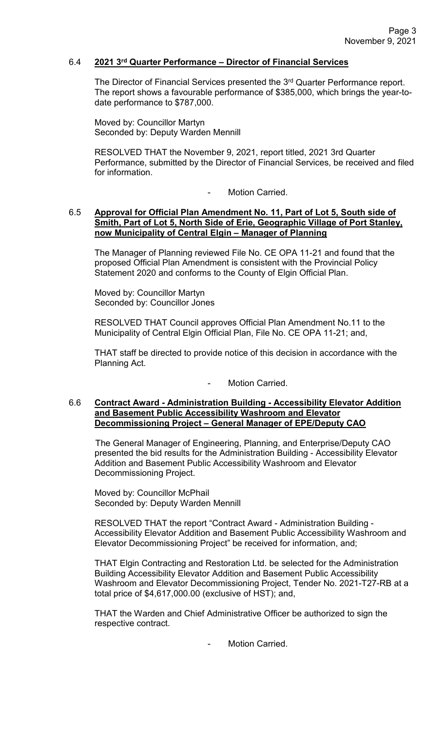### 6.4 **2021 3rd Quarter Performance – Director of Financial Services**

The Director of Financial Services presented the 3rd Quarter Performance report. The report shows a favourable performance of $385,000, which brings the year-to-date performance to $787,000.

Moved by: Councillor Martyn
Seconded by: Deputy Warden Mennill

RESOLVED THAT the November 9, 2021, report titled, 2021 3rd Quarter Performance, submitted by the Director of Financial Services, be received and filed for information.

- Motion Carried.

### 6.5 **Approval for Official Plan Amendment No. 11, Part of Lot 5, South side of Smith, Part of Lot 5, North Side of Erie, Geographic Village of Port Stanley, now Municipality of Central Elgin – Manager of Planning**

The Manager of Planning reviewed File No. CE OPA 11-21 and found that the proposed Official Plan Amendment is consistent with the Provincial Policy Statement 2020 and conforms to the County of Elgin Official Plan.

Moved by: Councillor Martyn
Seconded by: Councillor Jones

RESOLVED THAT Council approves Official Plan Amendment No.11 to the Municipality of Central Elgin Official Plan, File No. CE OPA 11-21; and,

THAT staff be directed to provide notice of this decision in accordance with the Planning Act.

- Motion Carried.

### 6.6 **Contract Award - Administration Building - Accessibility Elevator Addition and Basement Public Accessibility Washroom and Elevator Decommissioning Project – General Manager of EPE/Deputy CAO**

The General Manager of Engineering, Planning, and Enterprise/Deputy CAO presented the bid results for the Administration Building - Accessibility Elevator Addition and Basement Public Accessibility Washroom and Elevator Decommissioning Project.

Moved by: Councillor McPhail
Seconded by: Deputy Warden Mennill

RESOLVED THAT the report "Contract Award - Administration Building - Accessibility Elevator Addition and Basement Public Accessibility Washroom and Elevator Decommissioning Project" be received for information, and;

THAT Elgin Contracting and Restoration Ltd. be selected for the Administration Building Accessibility Elevator Addition and Basement Public Accessibility Washroom and Elevator Decommissioning Project, Tender No. 2021-T27-RB at a total price of $4,617,000.00 (exclusive of HST); and,

THAT the Warden and Chief Administrative Officer be authorized to sign the respective contract.

- Motion Carried.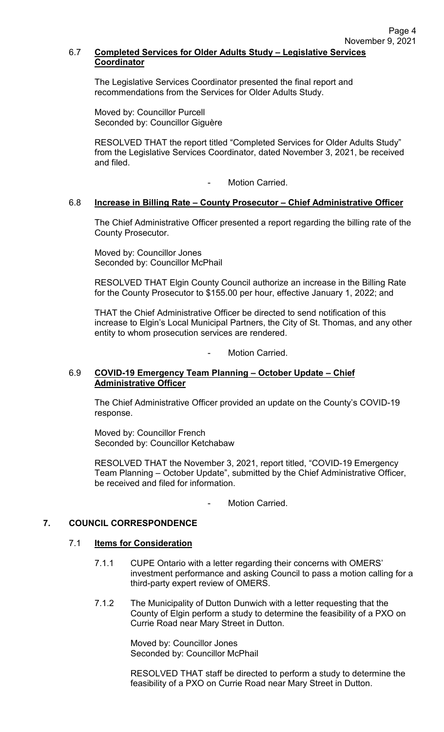### 6.7 **Completed Services for Older Adults Study – Legislative Services Coordinator**

The Legislative Services Coordinator presented the final report and recommendations from the Services for Older Adults Study.

Moved by: Councillor Purcell
Seconded by: Councillor Giguère

RESOLVED THAT the report titled "Completed Services for Older Adults Study" from the Legislative Services Coordinator, dated November 3, 2021, be received and filed.

- Motion Carried.

### 6.8 **Increase in Billing Rate – County Prosecutor – Chief Administrative Officer**

The Chief Administrative Officer presented a report regarding the billing rate of the County Prosecutor.

Moved by: Councillor Jones
Seconded by: Councillor McPhail

RESOLVED THAT Elgin County Council authorize an increase in the Billing Rate for the County Prosecutor to $155.00 per hour, effective January 1, 2022; and

THAT the Chief Administrative Officer be directed to send notification of this increase to Elgin's Local Municipal Partners, the City of St. Thomas, and any other entity to whom prosecution services are rendered.

- Motion Carried.

### 6.9 **COVID-19 Emergency Team Planning – October Update – Chief Administrative Officer**

The Chief Administrative Officer provided an update on the County's COVID-19 response.

Moved by: Councillor French
Seconded by: Councillor Ketchabaw

RESOLVED THAT the November 3, 2021, report titled, "COVID-19 Emergency Team Planning – October Update", submitted by the Chief Administrative Officer, be received and filed for information.

- Motion Carried.

## 7. COUNCIL CORRESPONDENCE

### 7.1 **Items for Consideration**

7.1.1 CUPE Ontario with a letter regarding their concerns with OMERS' investment performance and asking Council to pass a motion calling for a third-party expert review of OMERS.

7.1.2 The Municipality of Dutton Dunwich with a letter requesting that the County of Elgin perform a study to determine the feasibility of a PXO on Currie Road near Mary Street in Dutton.

Moved by: Councillor Jones
Seconded by: Councillor McPhail

RESOLVED THAT staff be directed to perform a study to determine the feasibility of a PXO on Currie Road near Mary Street in Dutton.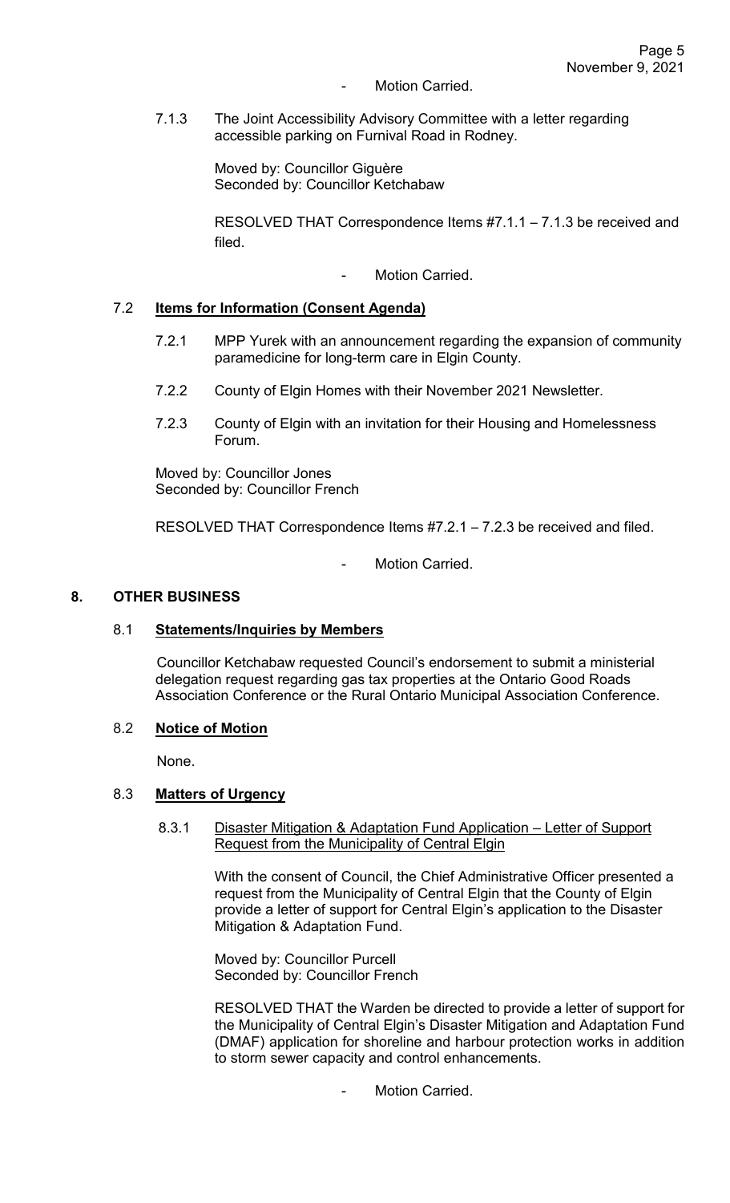- Motion Carried.

7.1.3 The Joint Accessibility Advisory Committee with a letter regarding accessible parking on Furnival Road in Rodney.

Moved by: Councillor Giguère
Seconded by: Councillor Ketchabaw

RESOLVED THAT Correspondence Items #7.1.1 – 7.1.3 be received and filed.

- Motion Carried.

### 7.2 **Items for Information (Consent Agenda)**

7.2.1 MPP Yurek with an announcement regarding the expansion of community paramedicine for long-term care in Elgin County.

7.2.2 County of Elgin Homes with their November 2021 Newsletter.

7.2.3 County of Elgin with an invitation for their Housing and Homelessness Forum.

Moved by: Councillor Jones
Seconded by: Councillor French

RESOLVED THAT Correspondence Items #7.2.1 – 7.2.3 be received and filed.

- Motion Carried.

## 8. OTHER BUSINESS

### 8.1 **Statements/Inquiries by Members**

Councillor Ketchabaw requested Council's endorsement to submit a ministerial delegation request regarding gas tax properties at the Ontario Good Roads Association Conference or the Rural Ontario Municipal Association Conference.

### 8.2 **Notice of Motion**

None.

### 8.3 **Matters of Urgency**

8.3.1 Disaster Mitigation & Adaptation Fund Application – Letter of Support Request from the Municipality of Central Elgin

With the consent of Council, the Chief Administrative Officer presented a request from the Municipality of Central Elgin that the County of Elgin provide a letter of support for Central Elgin's application to the Disaster Mitigation & Adaptation Fund.

Moved by: Councillor Purcell
Seconded by: Councillor French

RESOLVED THAT the Warden be directed to provide a letter of support for the Municipality of Central Elgin's Disaster Mitigation and Adaptation Fund (DMAF) application for shoreline and harbour protection works in addition to storm sewer capacity and control enhancements.

- Motion Carried.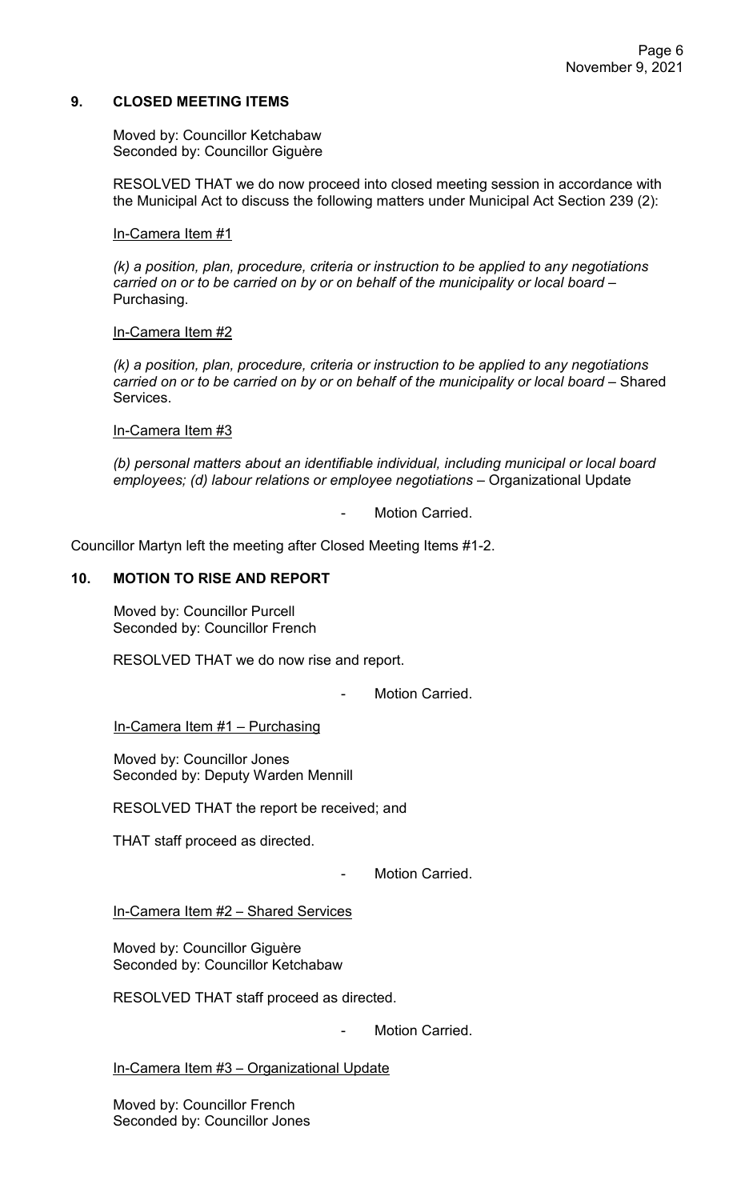## 9. CLOSED MEETING ITEMS

Moved by: Councillor Ketchabaw
Seconded by: Councillor Giguère

RESOLVED THAT we do now proceed into closed meeting session in accordance with the Municipal Act to discuss the following matters under Municipal Act Section 239 (2):

In-Camera Item #1

*(k) a position, plan, procedure, criteria or instruction to be applied to any negotiations carried on or to be carried on by or on behalf of the municipality or local board* – Purchasing.

In-Camera Item #2

*(k) a position, plan, procedure, criteria or instruction to be applied to any negotiations carried on or to be carried on by or on behalf of the municipality or local board* – Shared Services.

In-Camera Item #3

*(b) personal matters about an identifiable individual, including municipal or local board employees; (d) labour relations or employee negotiations* – Organizational Update

- Motion Carried.

Councillor Martyn left the meeting after Closed Meeting Items #1-2.

## 10. MOTION TO RISE AND REPORT

Moved by: Councillor Purcell
Seconded by: Councillor French

RESOLVED THAT we do now rise and report.

- Motion Carried.

In-Camera Item #1 – Purchasing

Moved by: Councillor Jones
Seconded by: Deputy Warden Mennill

RESOLVED THAT the report be received; and

THAT staff proceed as directed.

- Motion Carried.

In-Camera Item #2 – Shared Services

Moved by: Councillor Giguère
Seconded by: Councillor Ketchabaw

RESOLVED THAT staff proceed as directed.

- Motion Carried.

In-Camera Item #3 – Organizational Update

Moved by: Councillor French
Seconded by: Councillor Jones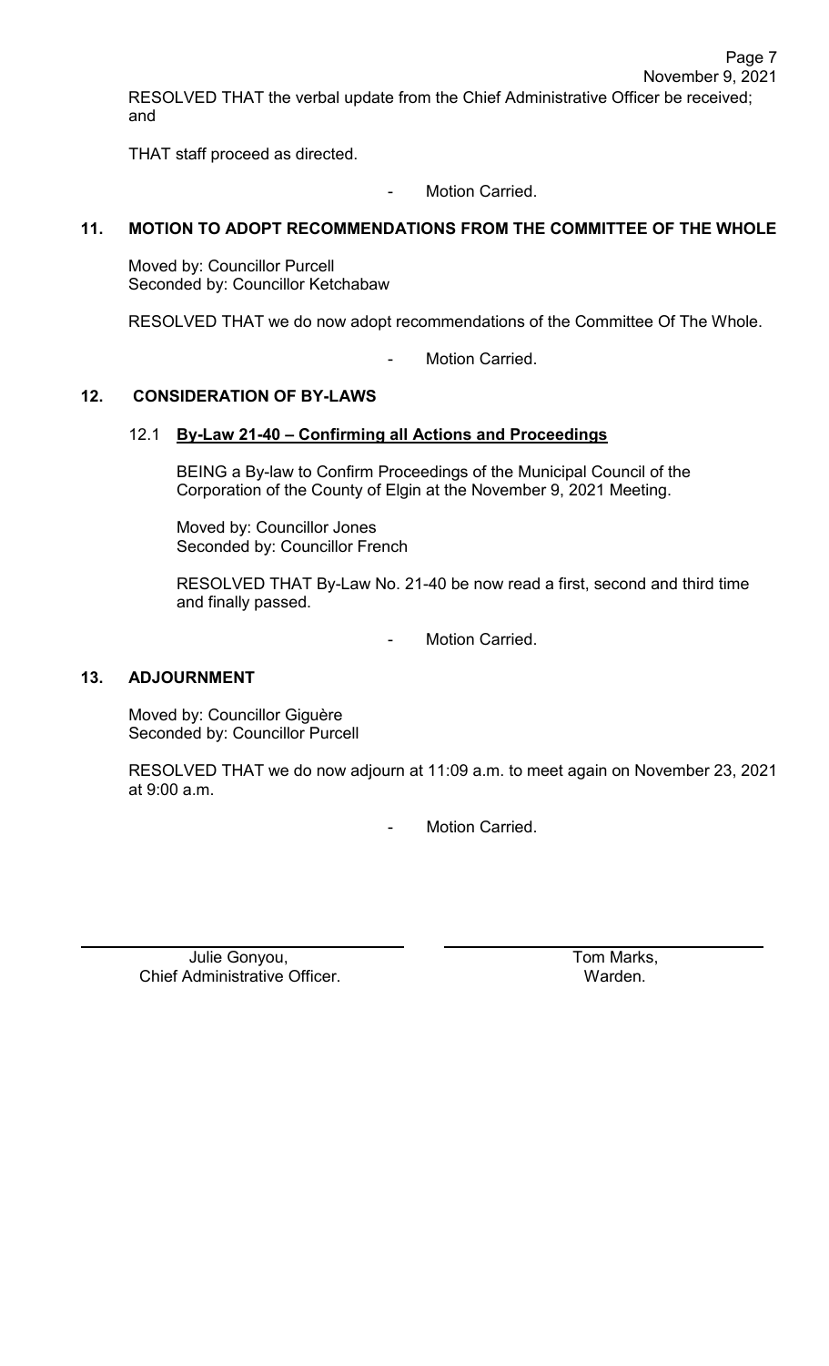RESOLVED THAT the verbal update from the Chief Administrative Officer be received; and

THAT staff proceed as directed.

- Motion Carried.

## 11. MOTION TO ADOPT RECOMMENDATIONS FROM THE COMMITTEE OF THE WHOLE

Moved by: Councillor Purcell
Seconded by: Councillor Ketchabaw

RESOLVED THAT we do now adopt recommendations of the Committee Of The Whole.

- Motion Carried.

## 12. CONSIDERATION OF BY-LAWS

### 12.1 By-Law 21-40 – Confirming all Actions and Proceedings

BEING a By-law to Confirm Proceedings of the Municipal Council of the Corporation of the County of Elgin at the November 9, 2021 Meeting.

Moved by: Councillor Jones
Seconded by: Councillor French

RESOLVED THAT By-Law No. 21-40 be now read a first, second and third time and finally passed.

- Motion Carried.

## 13. ADJOURNMENT

Moved by: Councillor Giguère
Seconded by: Councillor Purcell

RESOLVED THAT we do now adjourn at 11:09 a.m. to meet again on November 23, 2021 at 9:00 a.m.

- Motion Carried.

| | |
|---|---|
| Julie Gonyou, Chief Administrative Officer. | Tom Marks, Warden. |